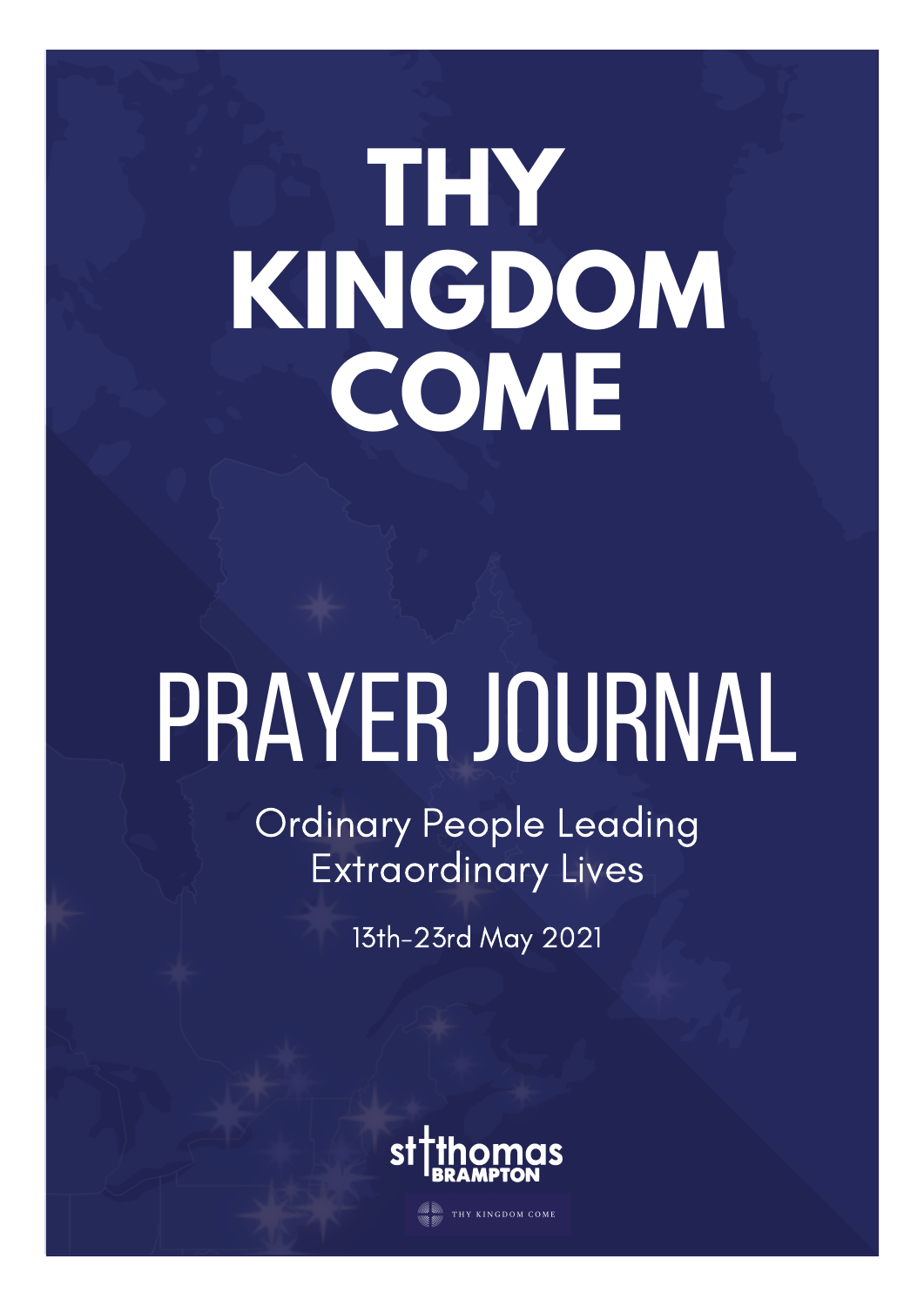# THY KINGDOM COME

# PRAYER JOURNAL

Ordinary People Leading Extraordinary Lives

13th-23rd May 2021

st thomas BRAMPTON

THY KINGDOM COME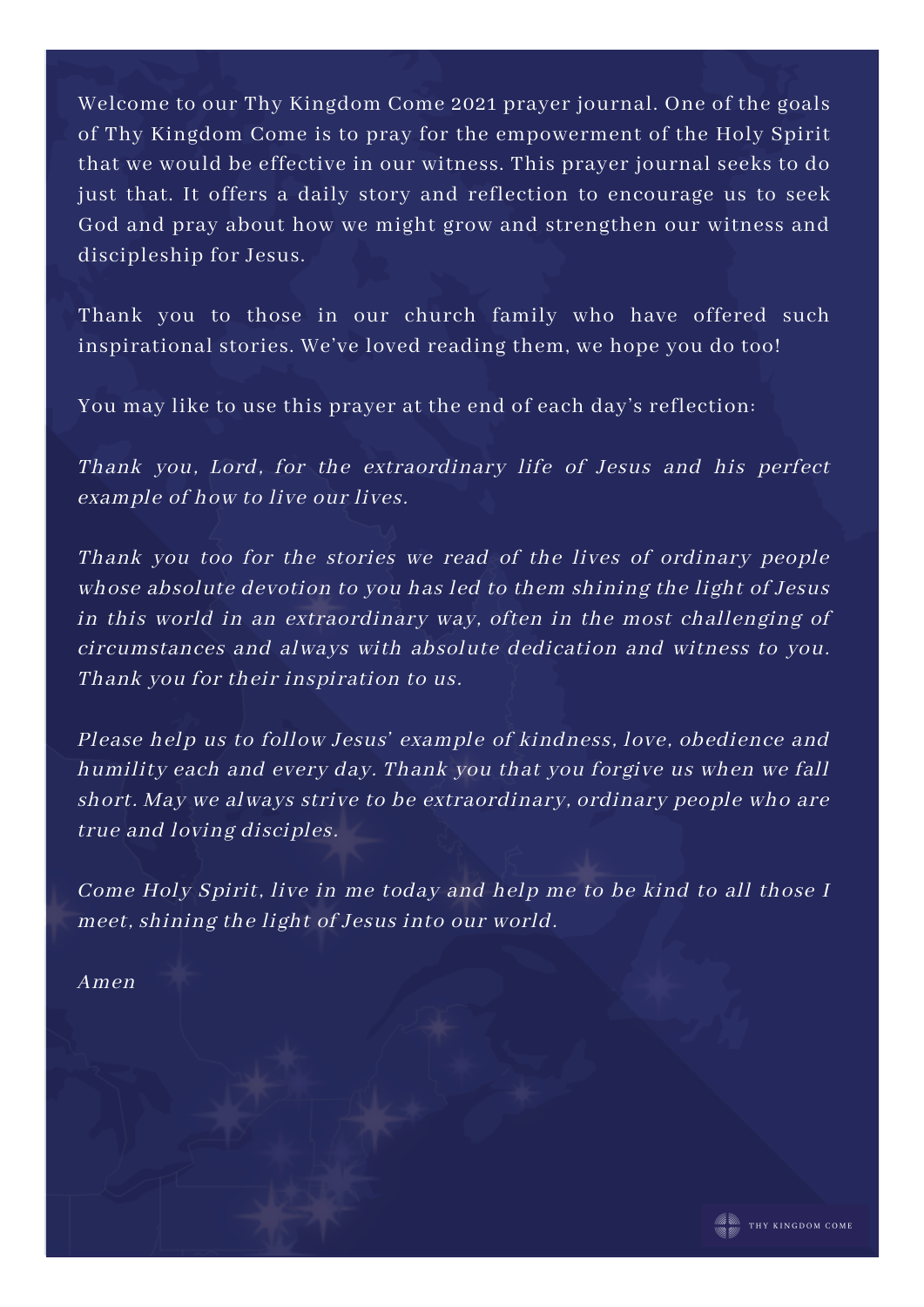Welcome to our Thy Kingdom Come 2021 prayer journal. One of the goals of Thy Kingdom Come is to pray for the empowerment of the Holy Spirit that we would be effective in our witness. This prayer journal seeks to do just that. It offers a daily story and reflection to encourage us to seek God and pray about how we might grow and strengthen our witness and discipleship for Jesus.

Thank you to those in our church family who have offered such inspirational stories. We've loved reading them, we hope you do too!

You may like to use this prayer at the end of each day's reflection:

*Thank you, Lord, for the extraordinary life of Jesus and his perfect example of how to live our lives.*

*Thank you too for the stories we read of the lives of ordinary people whose absolute devotion to you has led to them shining the light of Jesus in this world in an extraordinary way, often in the most challenging of circumstances and always with absolute dedication and witness to you. Thank you for their inspiration to us.*

*Please help us to follow Jesus' example of kindness, love, obedience and humility each and every day. Thank you that you forgive us when we fall short. May we always strive to be extraordinary, ordinary people who are true and loving disciples.*

*Come Holy Spirit, live in me today and help me to be kind to all those I meet, shining the light of Jesus into our world.*

*Amen*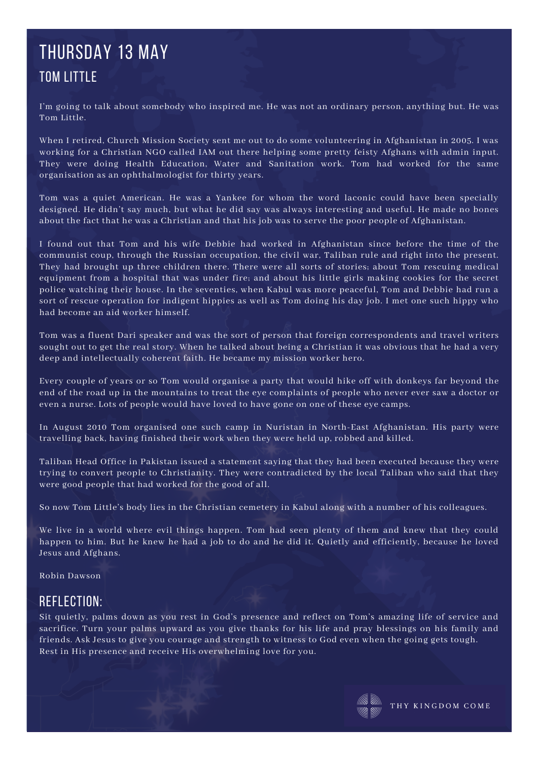# THURSDAY 13 MAY

## TOM LITTLE

I'm going to talk about somebody who inspired me. He was not an ordinary person, anything but. He was Tom Little.

When I retired, Church Mission Society sent me out to do some volunteering in Afghanistan in 2005. I was working for a Christian NGO called IAM out there helping some pretty feisty Afghans with admin input. They were doing Health Education, Water and Sanitation work. Tom had worked for the same organisation as an ophthalmologist for thirty years.

Tom was a quiet American. He was a Yankee for whom the word laconic could have been specially designed. He didn't say much, but what he did say was always interesting and useful. He made no bones about the fact that he was a Christian and that his job was to serve the poor people of Afghanistan.

I found out that Tom and his wife Debbie had worked in Afghanistan since before the time of the communist coup, through the Russian occupation, the civil war, Taliban rule and right into the present. They had brought up three children there. There were all sorts of stories; about Tom rescuing medical equipment from a hospital that was under fire; and about his little girls making cookies for the secret police watching their house. In the seventies, when Kabul was more peaceful, Tom and Debbie had run a sort of rescue operation for indigent hippies as well as Tom doing his day job. I met one such hippy who had become an aid worker himself.

Tom was a fluent Dari speaker and was the sort of person that foreign correspondents and travel writers sought out to get the real story. When he talked about being a Christian it was obvious that he had a very deep and intellectually coherent faith. He became my mission worker hero.

Every couple of years or so Tom would organise a party that would hike off with donkeys far beyond the end of the road up in the mountains to treat the eye complaints of people who never ever saw a doctor or even a nurse. Lots of people would have loved to have gone on one of these eye camps.

In August 2010 Tom organised one such camp in Nuristan in North-East Afghanistan. His party were travelling back, having finished their work when they were held up, robbed and killed.

Taliban Head Office in Pakistan issued a statement saying that they had been executed because they were trying to convert people to Christianity. They were contradicted by the local Taliban who said that they were good people that had worked for the good of all.

So now Tom Little's body lies in the Christian cemetery in Kabul along with a number of his colleagues.

We live in a world where evil things happen. Tom had seen plenty of them and knew that they could happen to him. But he knew he had a job to do and he did it. Quietly and efficiently, because he loved Jesus and Afghans.

Robin Dawson

## REFLECTION:

Sit quietly, palms down as you rest in God's presence and reflect on Tom's amazing life of service and sacrifice. Turn your palms upward as you give thanks for his life and pray blessings on his family and friends. Ask Jesus to give you courage and strength to witness to God even when the going gets tough. Rest in His presence and receive His overwhelming love for you.

THY KINGDOM COME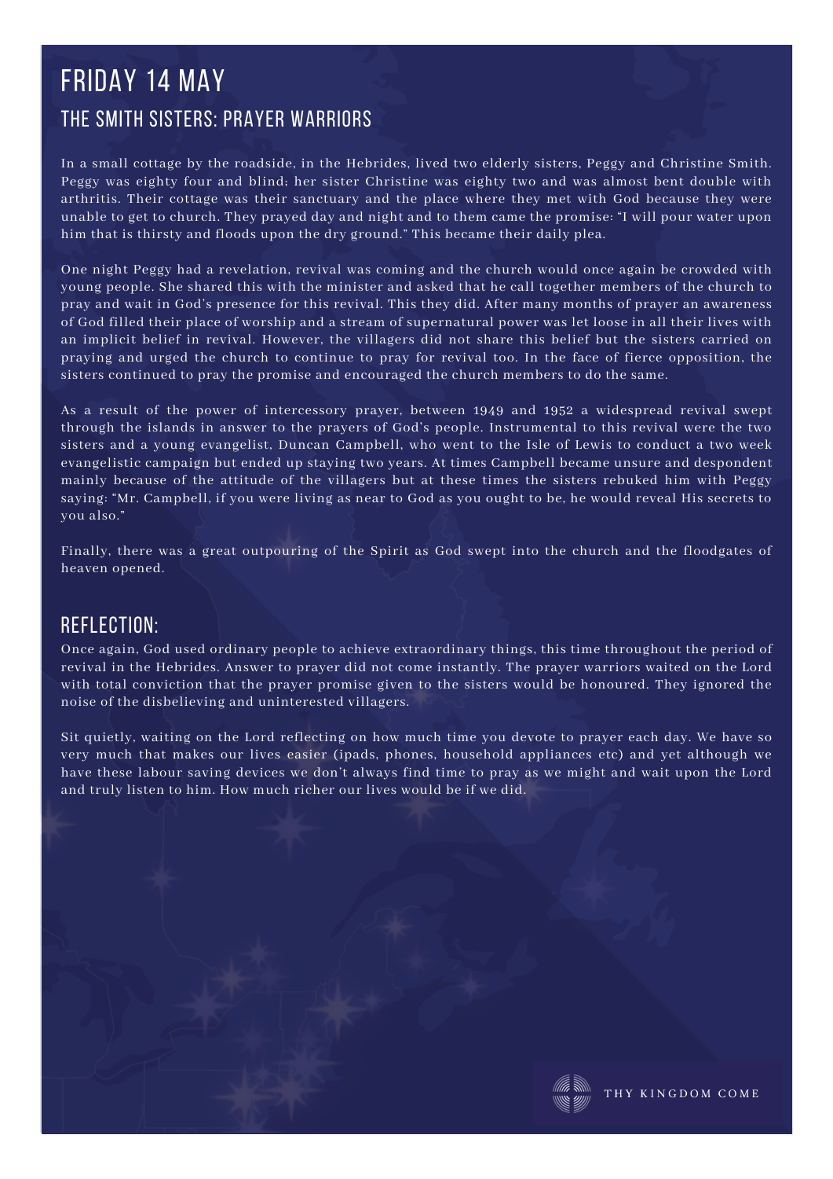# FRIDAY 14 MAY

## THE SMITH SISTERS: PRAYER WARRIORS

In a small cottage by the roadside, in the Hebrides, lived two elderly sisters, Peggy and Christine Smith. Peggy was eighty four and blind; her sister Christine was eighty two and was almost bent double with arthritis. Their cottage was their sanctuary and the place where they met with God because they were unable to get to church. They prayed day and night and to them came the promise: "I will pour water upon him that is thirsty and floods upon the dry ground." This became their daily plea.

One night Peggy had a revelation, revival was coming and the church would once again be crowded with young people. She shared this with the minister and asked that he call together members of the church to pray and wait in God's presence for this revival. This they did. After many months of prayer an awareness of God filled their place of worship and a stream of supernatural power was let loose in all their lives with an implicit belief in revival. However, the villagers did not share this belief but the sisters carried on praying and urged the church to continue to pray for revival too. In the face of fierce opposition, the sisters continued to pray the promise and encouraged the church members to do the same.

As a result of the power of intercessory prayer, between 1949 and 1952 a widespread revival swept through the islands in answer to the prayers of God's people. Instrumental to this revival were the two sisters and a young evangelist, Duncan Campbell, who went to the Isle of Lewis to conduct a two week evangelistic campaign but ended up staying two years. At times Campbell became unsure and despondent mainly because of the attitude of the villagers but at these times the sisters rebuked him with Peggy saying: "Mr. Campbell, if you were living as near to God as you ought to be, he would reveal His secrets to you also."

Finally, there was a great outpouring of the Spirit as God swept into the church and the floodgates of heaven opened.

## REFLECTION:

Once again, God used ordinary people to achieve extraordinary things, this time throughout the period of revival in the Hebrides. Answer to prayer did not come instantly. The prayer warriors waited on the Lord with total conviction that the prayer promise given to the sisters would be honoured. They ignored the noise of the disbelieving and uninterested villagers.

Sit quietly, waiting on the Lord reflecting on how much time you devote to prayer each day. We have so very much that makes our lives easier (ipads, phones, household appliances etc) and yet although we have these labour saving devices we don't always find time to pray as we might and wait upon the Lord and truly listen to him. How much richer our lives would be if we did.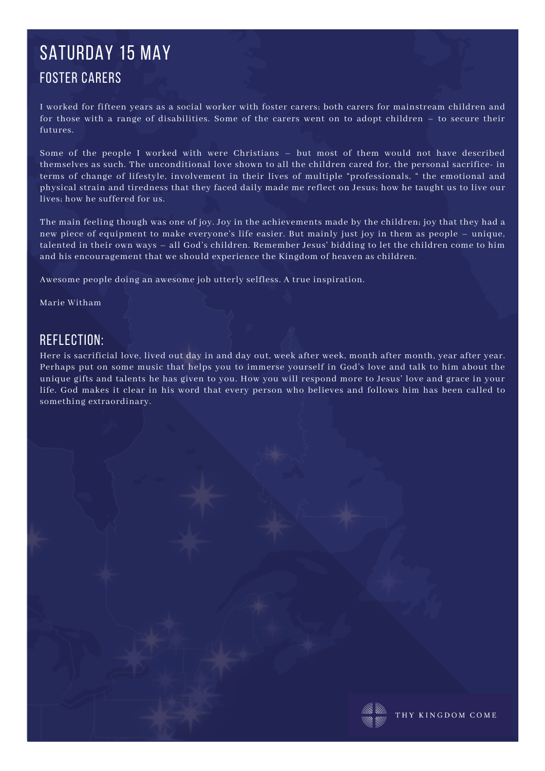# SATURDAY 15 MAY

## FOSTER CARERS

I worked for fifteen years as a social worker with foster carers; both carers for mainstream children and for those with a range of disabilities. Some of the carers went on to adopt children – to secure their futures.

Some of the people I worked with were Christians – but most of them would not have described themselves as such. The unconditional love shown to all the children cared for, the personal sacrifice- in terms of change of lifestyle, involvement in their lives of multiple "professionals, " the emotional and physical strain and tiredness that they faced daily made me reflect on Jesus; how he taught us to live our lives; how he suffered for us.

The main feeling though was one of joy. Joy in the achievements made by the children; joy that they had a new piece of equipment to make everyone's life easier. But mainly just joy in them as people – unique, talented in their own ways – all God's children. Remember Jesus' bidding to let the children come to him and his encouragement that we should experience the Kingdom of heaven as children.

Awesome people doing an awesome job utterly selfless. A true inspiration.

Marie Witham

## REFLECTION:

Here is sacrificial love, lived out day in and day out, week after week, month after month, year after year. Perhaps put on some music that helps you to immerse yourself in God's love and talk to him about the unique gifts and talents he has given to you. How you will respond more to Jesus' love and grace in your life. God makes it clear in his word that every person who believes and follows him has been called to something extraordinary.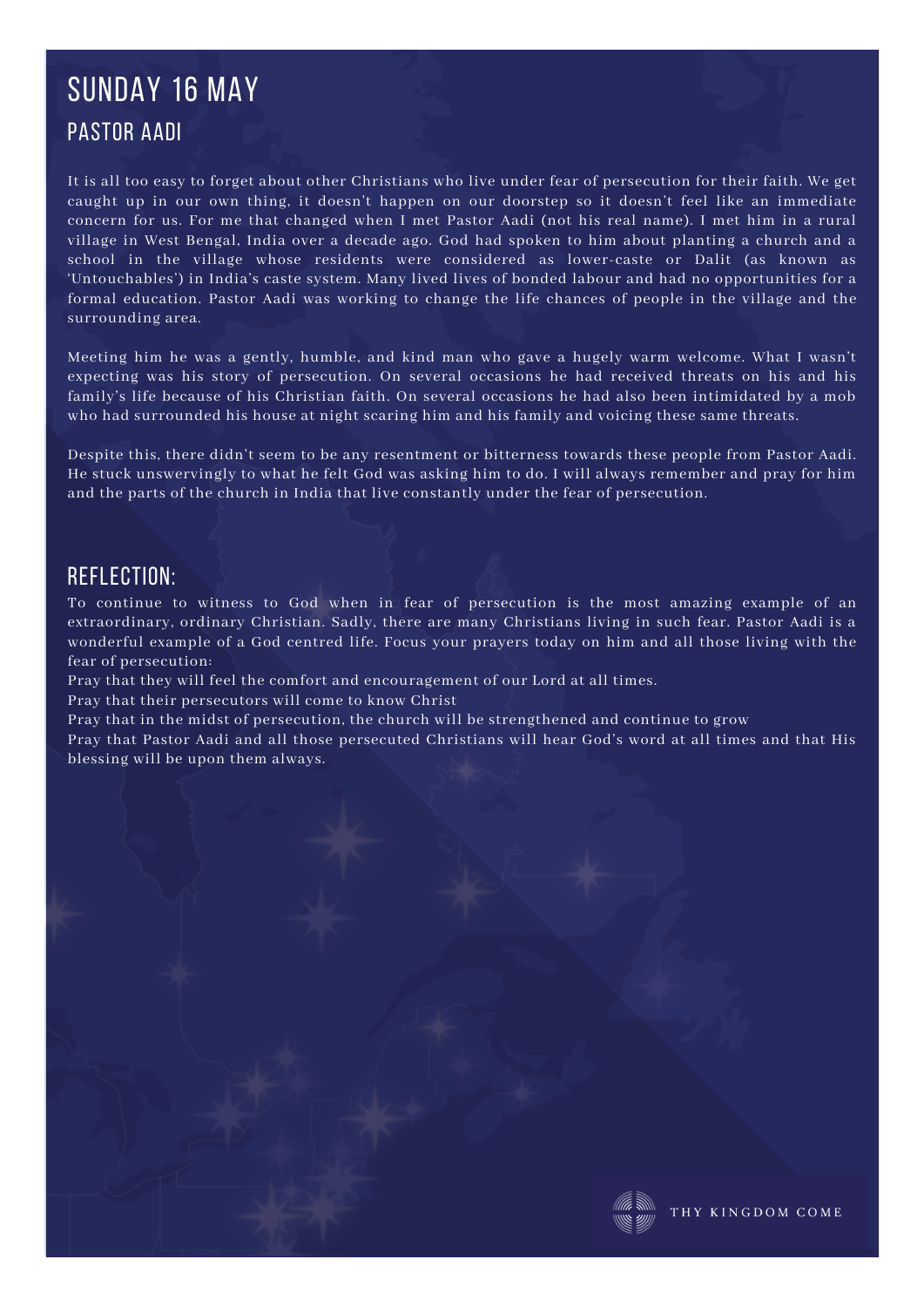# SUNDAY 16 MAY

## PASTOR AADI

It is all too easy to forget about other Christians who live under fear of persecution for their faith. We get caught up in our own thing, it doesn't happen on our doorstep so it doesn't feel like an immediate concern for us. For me that changed when I met Pastor Aadi (not his real name). I met him in a rural village in West Bengal, India over a decade ago. God had spoken to him about planting a church and a school in the village whose residents were considered as lower-caste or Dalit (as known as 'Untouchables') in India's caste system. Many lived lives of bonded labour and had no opportunities for a formal education. Pastor Aadi was working to change the life chances of people in the village and the surrounding area.

Meeting him he was a gently, humble, and kind man who gave a hugely warm welcome. What I wasn't expecting was his story of persecution. On several occasions he had received threats on his and his family's life because of his Christian faith. On several occasions he had also been intimidated by a mob who had surrounded his house at night scaring him and his family and voicing these same threats.

Despite this, there didn't seem to be any resentment or bitterness towards these people from Pastor Aadi. He stuck unswervingly to what he felt God was asking him to do. I will always remember and pray for him and the parts of the church in India that live constantly under the fear of persecution.

## REFLECTION:

To continue to witness to God when in fear of persecution is the most amazing example of an extraordinary, ordinary Christian. Sadly, there are many Christians living in such fear. Pastor Aadi is a wonderful example of a God centred life. Focus your prayers today on him and all those living with the fear of persecution:

Pray that they will feel the comfort and encouragement of our Lord at all times.

Pray that their persecutors will come to know Christ

Pray that in the midst of persecution, the church will be strengthened and continue to grow

Pray that Pastor Aadi and all those persecuted Christians will hear God's word at all times and that His blessing will be upon them always.

THY KINGDOM COME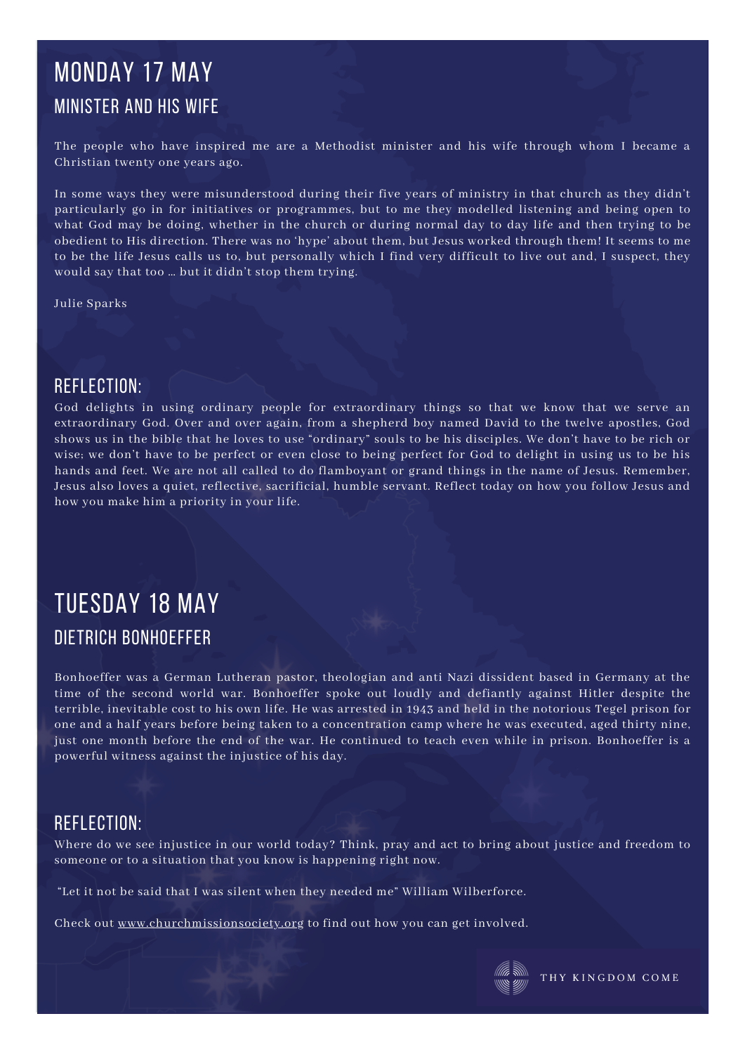# MONDAY 17 MAY

## MINISTER AND HIS WIFE

The people who have inspired me are a Methodist minister and his wife through whom I became a Christian twenty one years ago.

In some ways they were misunderstood during their five years of ministry in that church as they didn't particularly go in for initiatives or programmes, but to me they modelled listening and being open to what God may be doing, whether in the church or during normal day to day life and then trying to be obedient to His direction. There was no 'hype' about them, but Jesus worked through them! It seems to me to be the life Jesus calls us to, but personally which I find very difficult to live out and, I suspect, they would say that too … but it didn't stop them trying.

Julie Sparks

## REFLECTION:

God delights in using ordinary people for extraordinary things so that we know that we serve an extraordinary God. Over and over again, from a shepherd boy named David to the twelve apostles, God shows us in the bible that he loves to use "ordinary" souls to be his disciples. We don't have to be rich or wise; we don't have to be perfect or even close to being perfect for God to delight in using us to be his hands and feet. We are not all called to do flamboyant or grand things in the name of Jesus. Remember, Jesus also loves a quiet, reflective, sacrificial, humble servant. Reflect today on how you follow Jesus and how you make him a priority in your life.

# TUESDAY 18 MAY

## DIETRICH BONHOEFFER

Bonhoeffer was a German Lutheran pastor, theologian and anti Nazi dissident based in Germany at the time of the second world war. Bonhoeffer spoke out loudly and defiantly against Hitler despite the terrible, inevitable cost to his own life. He was arrested in 1943 and held in the notorious Tegel prison for one and a half years before being taken to a concentration camp where he was executed, aged thirty nine, just one month before the end of the war. He continued to teach even while in prison. Bonhoeffer is a powerful witness against the injustice of his day.

## REFLECTION:

Where do we see injustice in our world today? Think, pray and act to bring about justice and freedom to someone or to a situation that you know is happening right now.

"Let it not be said that I was silent when they needed me" William Wilberforce.

Check out www.churchmissionsociety.org to find out how you can get involved.

THY KINGDOM COME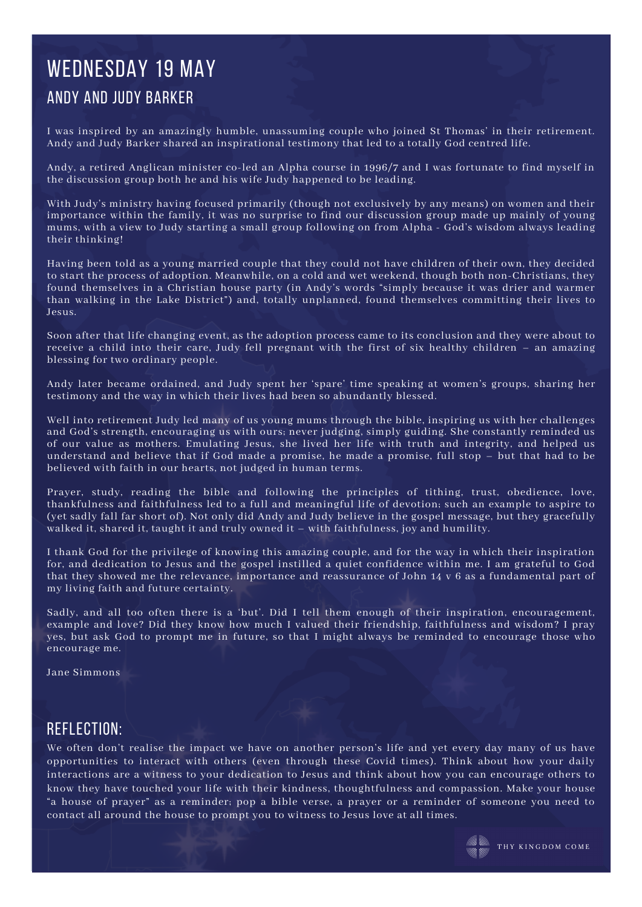# WEDNESDAY 19 MAY

## ANDY AND JUDY BARKER

I was inspired by an amazingly humble, unassuming couple who joined St Thomas' in their retirement. Andy and Judy Barker shared an inspirational testimony that led to a totally God centred life.

Andy, a retired Anglican minister co-led an Alpha course in 1996/7 and I was fortunate to find myself in the discussion group both he and his wife Judy happened to be leading.

With Judy's ministry having focused primarily (though not exclusively by any means) on women and their importance within the family, it was no surprise to find our discussion group made up mainly of young mums, with a view to Judy starting a small group following on from Alpha - God's wisdom always leading their thinking!

Having been told as a young married couple that they could not have children of their own, they decided to start the process of adoption. Meanwhile, on a cold and wet weekend, though both non-Christians, they found themselves in a Christian house party (in Andy's words "simply because it was drier and warmer than walking in the Lake District") and, totally unplanned, found themselves committing their lives to Jesus.

Soon after that life changing event, as the adoption process came to its conclusion and they were about to receive a child into their care, Judy fell pregnant with the first of six healthy children – an amazing blessing for two ordinary people.

Andy later became ordained, and Judy spent her 'spare' time speaking at women's groups, sharing her testimony and the way in which their lives had been so abundantly blessed.

Well into retirement Judy led many of us young mums through the bible, inspiring us with her challenges and God's strength, encouraging us with ours; never judging, simply guiding. She constantly reminded us of our value as mothers. Emulating Jesus, she lived her life with truth and integrity, and helped us understand and believe that if God made a promise, he made a promise, full stop – but that had to be believed with faith in our hearts, not judged in human terms.

Prayer, study, reading the bible and following the principles of tithing, trust, obedience, love, thankfulness and faithfulness led to a full and meaningful life of devotion; such an example to aspire to (yet sadly fall far short of). Not only did Andy and Judy believe in the gospel message, but they gracefully walked it, shared it, taught it and truly owned it – with faithfulness, joy and humility.

I thank God for the privilege of knowing this amazing couple, and for the way in which their inspiration for, and dedication to Jesus and the gospel instilled a quiet confidence within me. I am grateful to God that they showed me the relevance, importance and reassurance of John 14 v 6 as a fundamental part of my living faith and future certainty.

Sadly, and all too often there is a 'but'. Did I tell them enough of their inspiration, encouragement, example and love? Did they know how much I valued their friendship, faithfulness and wisdom? I pray yes, but ask God to prompt me in future, so that I might always be reminded to encourage those who encourage me.

Jane Simmons

## REFLECTION:

We often don't realise the impact we have on another person's life and yet every day many of us have opportunities to interact with others (even through these Covid times). Think about how your daily interactions are a witness to your dedication to Jesus and think about how you can encourage others to know they have touched your life with their kindness, thoughtfulness and compassion. Make your house "a house of prayer" as a reminder; pop a bible verse, a prayer or a reminder of someone you need to contact all around the house to prompt you to witness to Jesus love at all times.

THY KINGDOM COME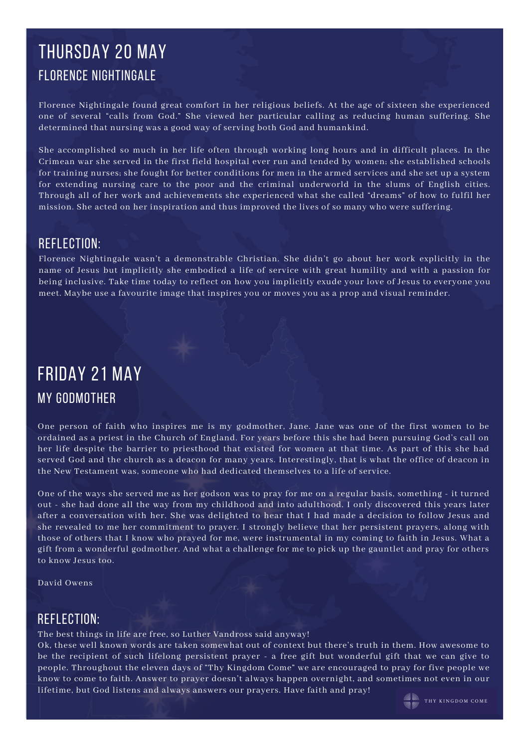# THURSDAY 20 MAY

## FLORENCE NIGHTINGALE

Florence Nightingale found great comfort in her religious beliefs. At the age of sixteen she experienced one of several "calls from God." She viewed her particular calling as reducing human suffering. She determined that nursing was a good way of serving both God and humankind.

She accomplished so much in her life often through working long hours and in difficult places. In the Crimean war she served in the first field hospital ever run and tended by women; she established schools for training nurses; she fought for better conditions for men in the armed services and she set up a system for extending nursing care to the poor and the criminal underworld in the slums of English cities. Through all of her work and achievements she experienced what she called "dreams" of how to fulfil her mission. She acted on her inspiration and thus improved the lives of so many who were suffering.

## REFLECTION:

Florence Nightingale wasn't a demonstrable Christian. She didn't go about her work explicitly in the name of Jesus but implicitly she embodied a life of service with great humility and with a passion for being inclusive. Take time today to reflect on how you implicitly exude your love of Jesus to everyone you meet. Maybe use a favourite image that inspires you or moves you as a prop and visual reminder.

# FRIDAY 21 MAY

## MY GODMOTHER

One person of faith who inspires me is my godmother, Jane. Jane was one of the first women to be ordained as a priest in the Church of England. For years before this she had been pursuing God's call on her life despite the barrier to priesthood that existed for women at that time. As part of this she had served God and the church as a deacon for many years. Interestingly, that is what the office of deacon in the New Testament was, someone who had dedicated themselves to a life of service.

One of the ways she served me as her godson was to pray for me on a regular basis, something - it turned out - she had done all the way from my childhood and into adulthood. I only discovered this years later after a conversation with her. She was delighted to hear that I had made a decision to follow Jesus and she revealed to me her commitment to prayer. I strongly believe that her persistent prayers, along with those of others that I know who prayed for me, were instrumental in my coming to faith in Jesus. What a gift from a wonderful godmother. And what a challenge for me to pick up the gauntlet and pray for others to know Jesus too.

David Owens

## REFLECTION:

The best things in life are free, so Luther Vandross said anyway!
Ok, these well known words are taken somewhat out of context but there's truth in them. How awesome to be the recipient of such lifelong persistent prayer - a free gift but wonderful gift that we can give to people. Throughout the eleven days of "Thy Kingdom Come" we are encouraged to pray for five people we know to come to faith. Answer to prayer doesn't always happen overnight, and sometimes not even in our lifetime, but God listens and always answers our prayers. Have faith and pray!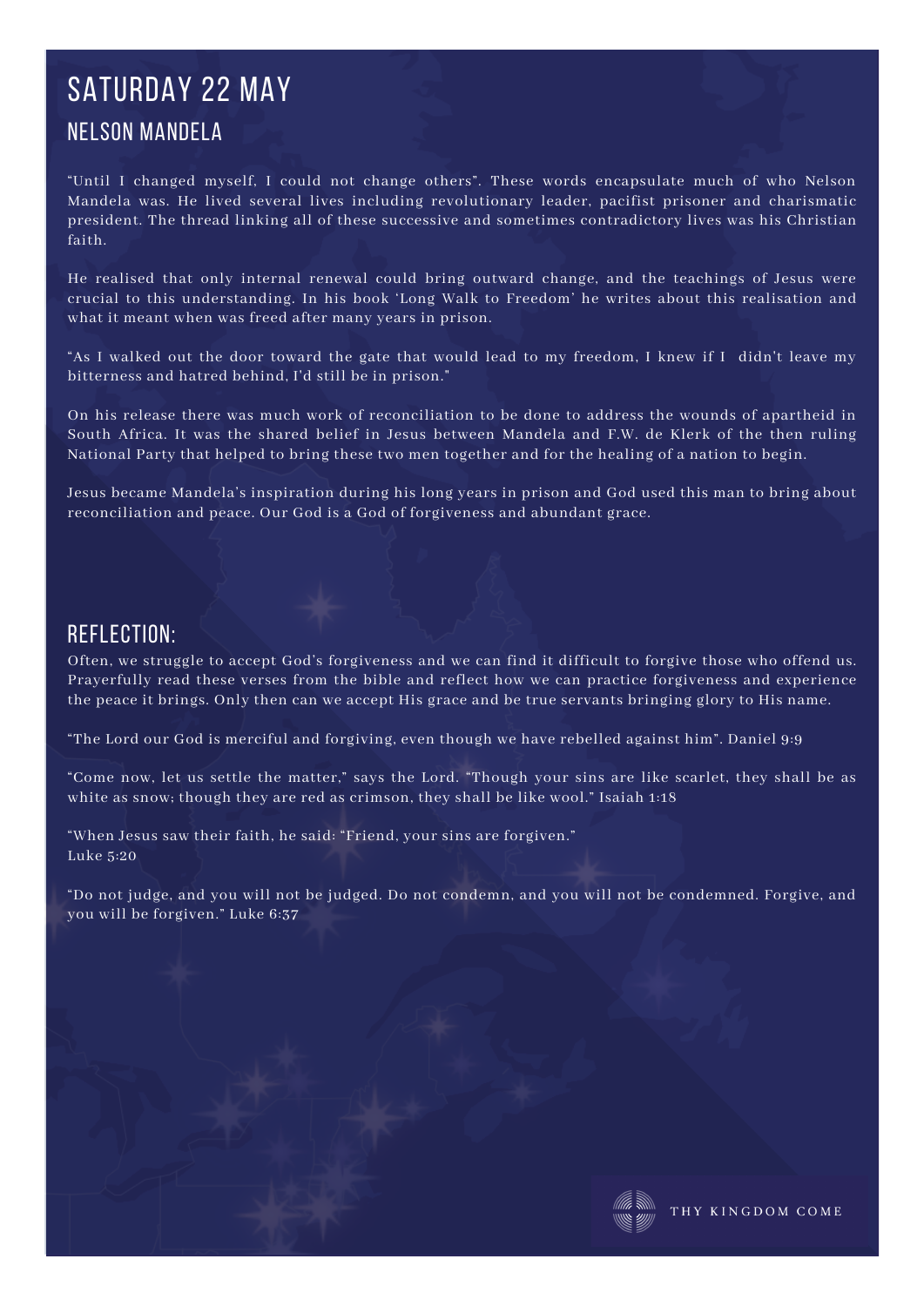# SATURDAY 22 MAY

## NELSON MANDELA

“Until I changed myself, I could not change others”. These words encapsulate much of who Nelson Mandela was. He lived several lives including revolutionary leader, pacifist prisoner and charismatic president. The thread linking all of these successive and sometimes contradictory lives was his Christian faith.

He realised that only internal renewal could bring outward change, and the teachings of Jesus were crucial to this understanding. In his book ‘Long Walk to Freedom’ he writes about this realisation and what it meant when was freed after many years in prison.

“As I walked out the door toward the gate that would lead to my freedom, I knew if I didn't leave my bitterness and hatred behind, I'd still be in prison."

On his release there was much work of reconciliation to be done to address the wounds of apartheid in South Africa. It was the shared belief in Jesus between Mandela and F.W. de Klerk of the then ruling National Party that helped to bring these two men together and for the healing of a nation to begin.

Jesus became Mandela’s inspiration during his long years in prison and God used this man to bring about reconciliation and peace. Our God is a God of forgiveness and abundant grace.

## REFLECTION:

Often, we struggle to accept God’s forgiveness and we can find it difficult to forgive those who offend us. Prayerfully read these verses from the bible and reflect how we can practice forgiveness and experience the peace it brings. Only then can we accept His grace and be true servants bringing glory to His name.

“The Lord our God is merciful and forgiving, even though we have rebelled against him”. Daniel 9:9

“Come now, let us settle the matter,” says the Lord. “Though your sins are like scarlet, they shall be as white as snow; though they are red as crimson, they shall be like wool.” Isaiah 1:18

“When Jesus saw their faith, he said: “Friend, your sins are forgiven.”
Luke 5:20

“Do not judge, and you will not be judged. Do not condemn, and you will not be condemned. Forgive, and you will be forgiven.” Luke 6:37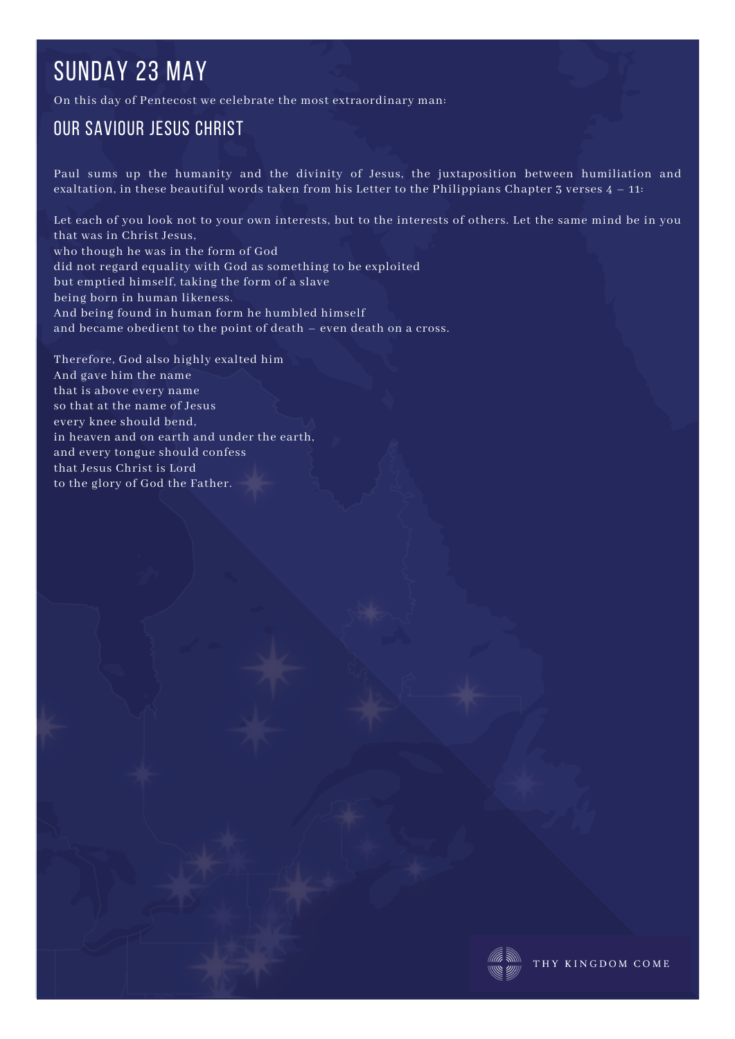# SUNDAY 23 MAY

On this day of Pentecost we celebrate the most extraordinary man:

## OUR SAVIOUR JESUS CHRIST

Paul sums up the humanity and the divinity of Jesus, the juxtaposition between humiliation and exaltation, in these beautiful words taken from his Letter to the Philippians Chapter 3 verses 4 – 11:

Let each of you look not to your own interests, but to the interests of others. Let the same mind be in you that was in Christ Jesus,
who though he was in the form of God
did not regard equality with God as something to be exploited
but emptied himself, taking the form of a slave
being born in human likeness.
And being found in human form he humbled himself
and became obedient to the point of death – even death on a cross.

Therefore, God also highly exalted him
And gave him the name
that is above every name
so that at the name of Jesus
every knee should bend,
in heaven and on earth and under the earth,
and every tongue should confess
that Jesus Christ is Lord
to the glory of God the Father.

THY KINGDOM COME